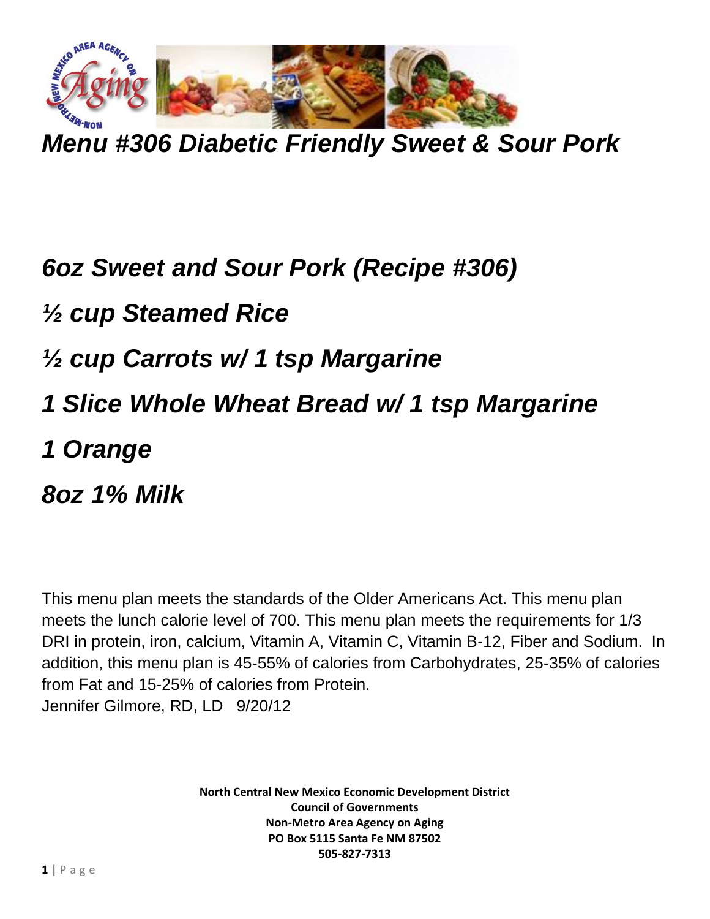# *Menu #306 Diabetic Friendly Sweet & Sour Pork*

## *6oz Sweet and Sour Pork (Recipe #306)*

## *½ cup Steamed Rice*

## *½ cup Carrots w/ 1 tsp Margarine*

## *1 Slice Whole Wheat Bread w/ 1 tsp Margarine*

## *1 Orange*

## *8oz 1% Milk*

This menu plan meets the standards of the Older Americans Act. This menu plan meets the lunch calorie level of 700. This menu plan meets the requirements for 1/3 DRI in protein, iron, calcium, Vitamin A, Vitamin C, Vitamin B-12, Fiber and Sodium. In addition, this menu plan is 45-55% of calories from Carbohydrates, 25-35% of calories from Fat and 15-25% of calories from Protein.
Jennifer Gilmore, RD, LD 9/20/12

**North Central New Mexico Economic Development District**
**Council of Governments**
**Non-Metro Area Agency on Aging**
**PO Box 5115 Santa Fe NM 87502**
**505-827-7313**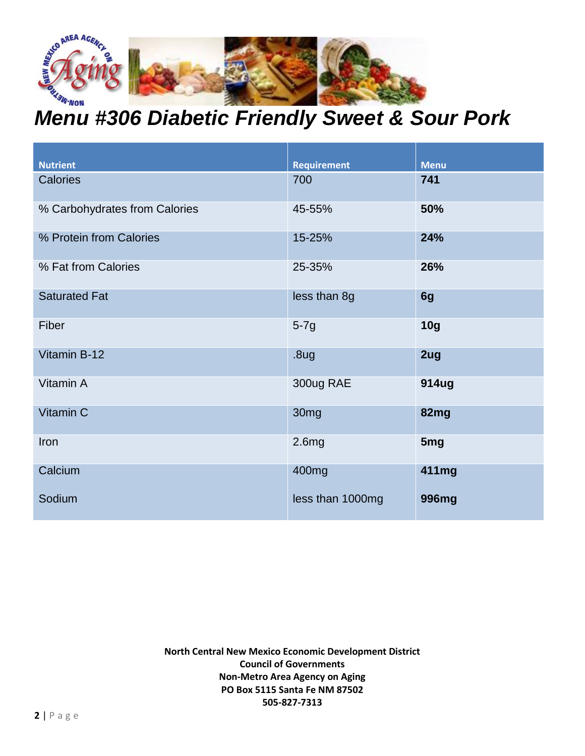# *Menu #306 Diabetic Friendly Sweet & Sour Pork*

| Nutrient | Requirement | Menu |
|---|---|---|
| Calories | 700 | **741** |
| % Carbohydrates from Calories | 45-55% | **50%** |
| % Protein from Calories | 15-25% | **24%** |
| % Fat from Calories | 25-35% | **26%** |
| Saturated Fat | less than 8g | **6g** |
| Fiber | 5-7g | **10g** |
| Vitamin B-12 | .8ug | **2ug** |
| Vitamin A | 300ug RAE | **914ug** |
| Vitamin C | 30mg | **82mg** |
| Iron | 2.6mg | **5mg** |
| Calcium | 400mg | **411mg** |
| Sodium | less than 1000mg | **996mg** |

**North Central New Mexico Economic Development District**
**Council of Governments**
**Non-Metro Area Agency on Aging**
**PO Box 5115 Santa Fe NM 87502**
**505-827-7313**